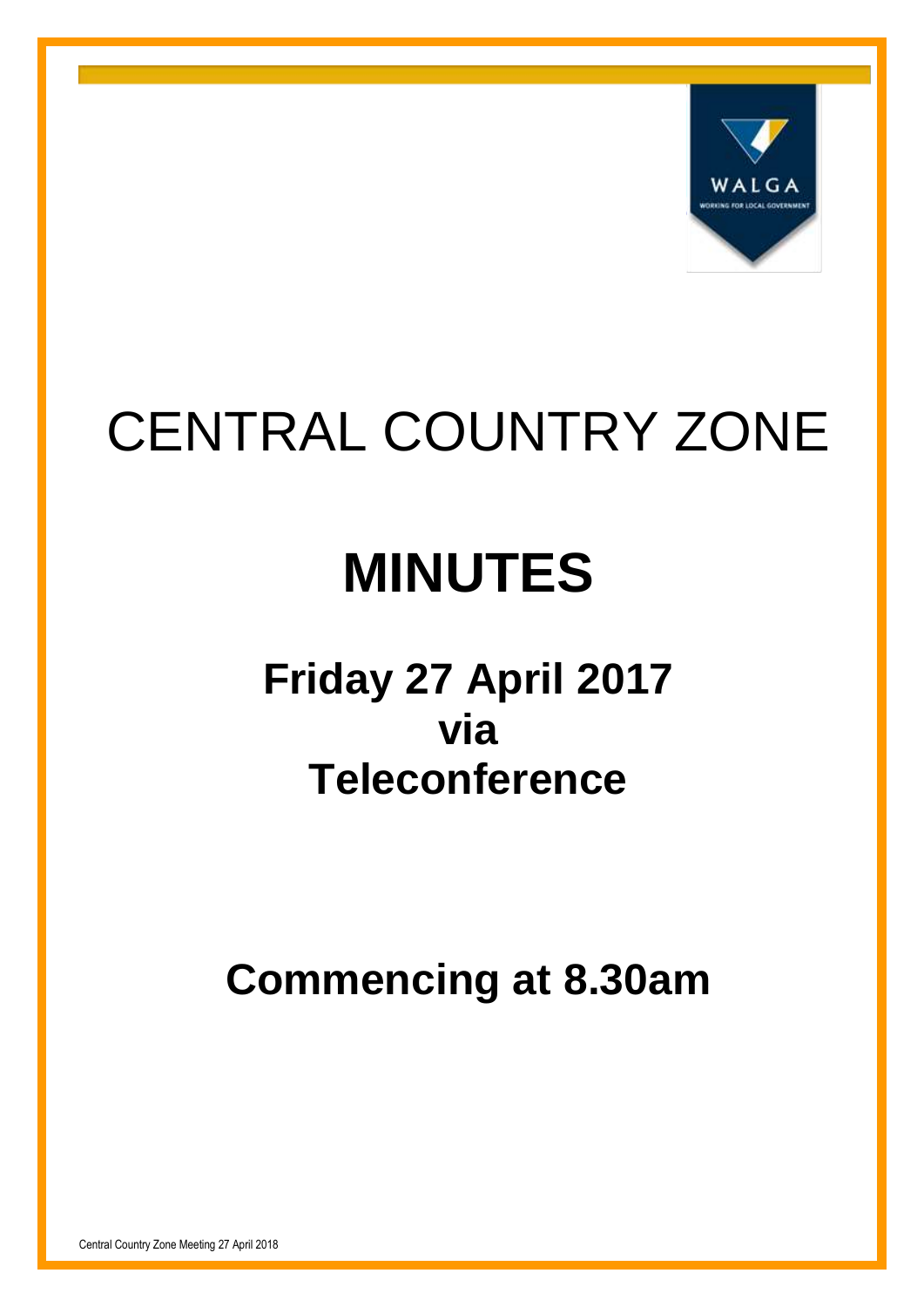# CENTRAL COUNTRY ZONE

# MINUTES

## Friday 27 April 2017
## via
## Teleconference

## Commencing at 8.30am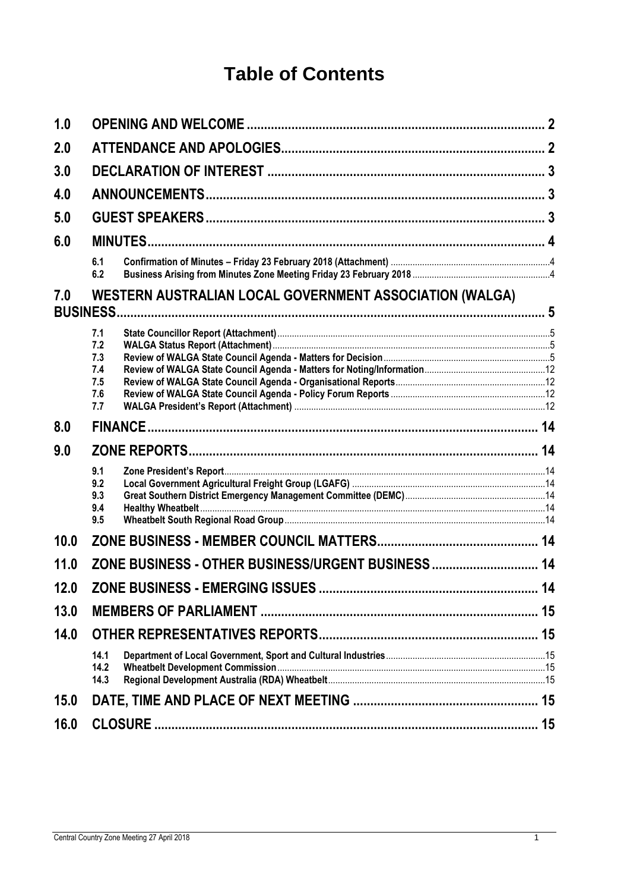# Table of Contents

| | | | |
|---|---|---|---|
| **1.0** | **OPENING AND WELCOME** | | **2** |
| **2.0** | **ATTENDANCE AND APOLOGIES** | | **2** |
| **3.0** | **DECLARATION OF INTEREST** | | **3** |
| **4.0** | **ANNOUNCEMENTS** | | **3** |
| **5.0** | **GUEST SPEAKERS** | | **3** |
| **6.0** | **MINUTES** | | **4** |
| | 6.1 | Confirmation of Minutes – Friday 23 February 2018 (Attachment) | 4 |
| | 6.2 | Business Arising from Minutes Zone Meeting Friday 23 February 2018 | 4 |
| **7.0** | **WESTERN AUSTRALIAN LOCAL GOVERNMENT ASSOCIATION (WALGA) BUSINESS** | | **5** |
| | 7.1 | State Councillor Report (Attachment) | 5 |
| | 7.2 | WALGA Status Report (Attachment) | 5 |
| | 7.3 | Review of WALGA State Council Agenda - Matters for Decision | 5 |
| | 7.4 | Review of WALGA State Council Agenda - Matters for Noting/Information | 12 |
| | 7.5 | Review of WALGA State Council Agenda - Organisational Reports | 12 |
| | 7.6 | Review of WALGA State Council Agenda - Policy Forum Reports | 12 |
| | 7.7 | WALGA President's Report (Attachment) | 12 |
| **8.0** | **FINANCE** | | **14** |
| **9.0** | **ZONE REPORTS** | | **14** |
| | 9.1 | Zone President's Report | 14 |
| | 9.2 | Local Government Agricultural Freight Group (LGAFG) | 14 |
| | 9.3 | Great Southern District Emergency Management Committee (DEMC) | 14 |
| | 9.4 | Healthy Wheatbelt | 14 |
| | 9.5 | Wheatbelt South Regional Road Group | 14 |
| **10.0** | **ZONE BUSINESS - MEMBER COUNCIL MATTERS** | | **14** |
| **11.0** | **ZONE BUSINESS - OTHER BUSINESS/URGENT BUSINESS** | | **14** |
| **12.0** | **ZONE BUSINESS - EMERGING ISSUES** | | **14** |
| **13.0** | **MEMBERS OF PARLIAMENT** | | **15** |
| **14.0** | **OTHER REPRESENTATIVES REPORTS** | | **15** |
| | 14.1 | Department of Local Government, Sport and Cultural Industries | 15 |
| | 14.2 | Wheatbelt Development Commission | 15 |
| | 14.3 | Regional Development Australia (RDA) Wheatbelt | 15 |
| **15.0** | **DATE, TIME AND PLACE OF NEXT MEETING** | | **15** |
| **16.0** | **CLOSURE** | | **15** |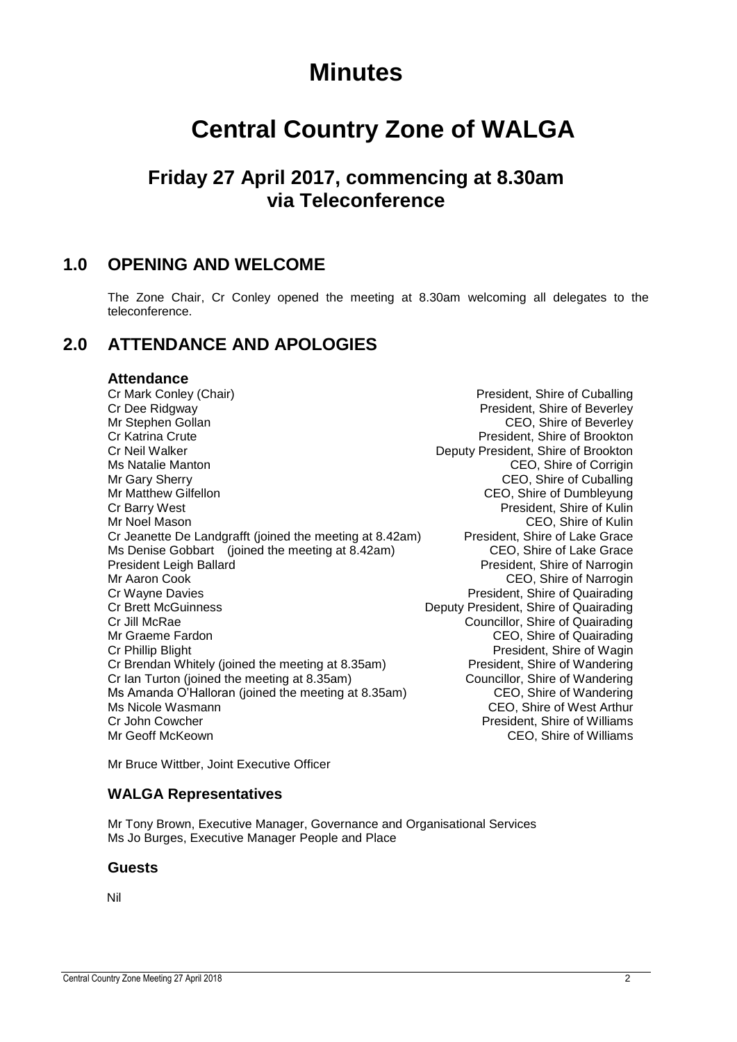# Minutes

# Central Country Zone of WALGA

## Friday 27 April 2017, commencing at 8.30am via Teleconference

## 1.0 OPENING AND WELCOME

The Zone Chair, Cr Conley opened the meeting at 8.30am welcoming all delegates to the teleconference.

## 2.0 ATTENDANCE AND APOLOGIES

### Attendance

| | |
|---|---|
| Cr Mark Conley (Chair) | President, Shire of Cuballing |
| Cr Dee Ridgway | President, Shire of Beverley |
| Mr Stephen Gollan | CEO, Shire of Beverley |
| Cr Katrina Crute | President, Shire of Brookton |
| Cr Neil Walker | Deputy President, Shire of Brookton |
| Ms Natalie Manton | CEO, Shire of Corrigin |
| Mr Gary Sherry | CEO, Shire of Cuballing |
| Mr Matthew Gilfellon | CEO, Shire of Dumbleyung |
| Cr Barry West | President, Shire of Kulin |
| Mr Noel Mason | CEO, Shire of Kulin |
| Cr Jeanette De Landgrafft (joined the meeting at 8.42am) | President, Shire of Lake Grace |
| Ms Denise Gobbart (joined the meeting at 8.42am) | CEO, Shire of Lake Grace |
| President Leigh Ballard | President, Shire of Narrogin |
| Mr Aaron Cook | CEO, Shire of Narrogin |
| Cr Wayne Davies | President, Shire of Quairading |
| Cr Brett McGuinness | Deputy President, Shire of Quairading |
| Cr Jill McRae | Councillor, Shire of Quairading |
| Mr Graeme Fardon | CEO, Shire of Quairading |
| Cr Phillip Blight | President, Shire of Wagin |
| Cr Brendan Whitely (joined the meeting at 8.35am) | President, Shire of Wandering |
| Cr Ian Turton (joined the meeting at 8.35am) | Councillor, Shire of Wandering |
| Ms Amanda O'Halloran (joined the meeting at 8.35am) | CEO, Shire of Wandering |
| Ms Nicole Wasmann | CEO, Shire of West Arthur |
| Cr John Cowcher | President, Shire of Williams |
| Mr Geoff McKeown | CEO, Shire of Williams |

Mr Bruce Wittber, Joint Executive Officer

### WALGA Representatives

Mr Tony Brown, Executive Manager, Governance and Organisational Services
Ms Jo Burges, Executive Manager People and Place

### Guests

Nil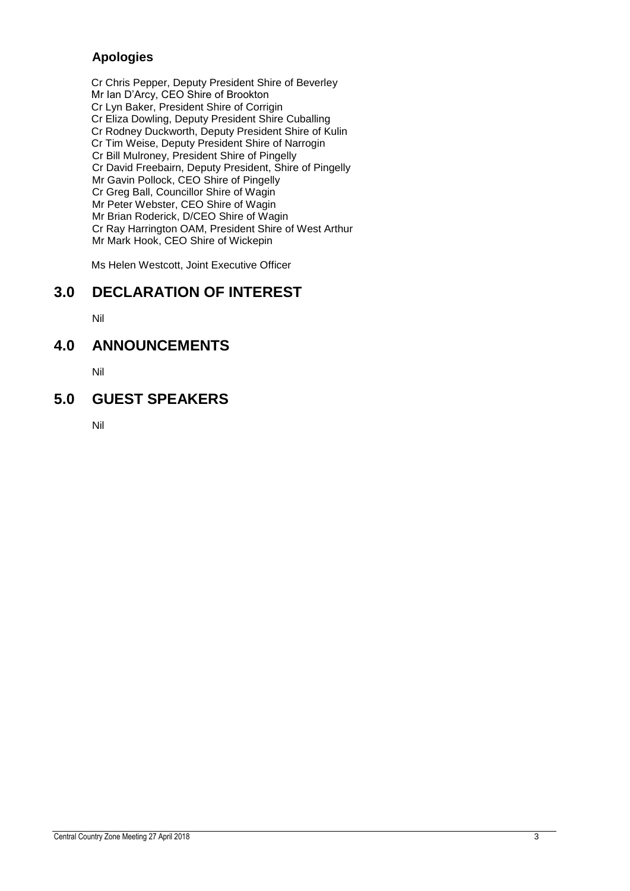### Apologies

Cr Chris Pepper, Deputy President Shire of Beverley
Mr Ian D'Arcy, CEO Shire of Brookton
Cr Lyn Baker, President Shire of Corrigin
Cr Eliza Dowling, Deputy President Shire Cuballing
Cr Rodney Duckworth, Deputy President Shire of Kulin
Cr Tim Weise, Deputy President Shire of Narrogin
Cr Bill Mulroney, President Shire of Pingelly
Cr David Freebairn, Deputy President, Shire of Pingelly
Mr Gavin Pollock, CEO Shire of Pingelly
Cr Greg Ball, Councillor Shire of Wagin
Mr Peter Webster, CEO Shire of Wagin
Mr Brian Roderick, D/CEO Shire of Wagin
Cr Ray Harrington OAM, President Shire of West Arthur
Mr Mark Hook, CEO Shire of Wickepin

Ms Helen Westcott, Joint Executive Officer

## 3.0 DECLARATION OF INTEREST

Nil

## 4.0 ANNOUNCEMENTS

Nil

## 5.0 GUEST SPEAKERS

Nil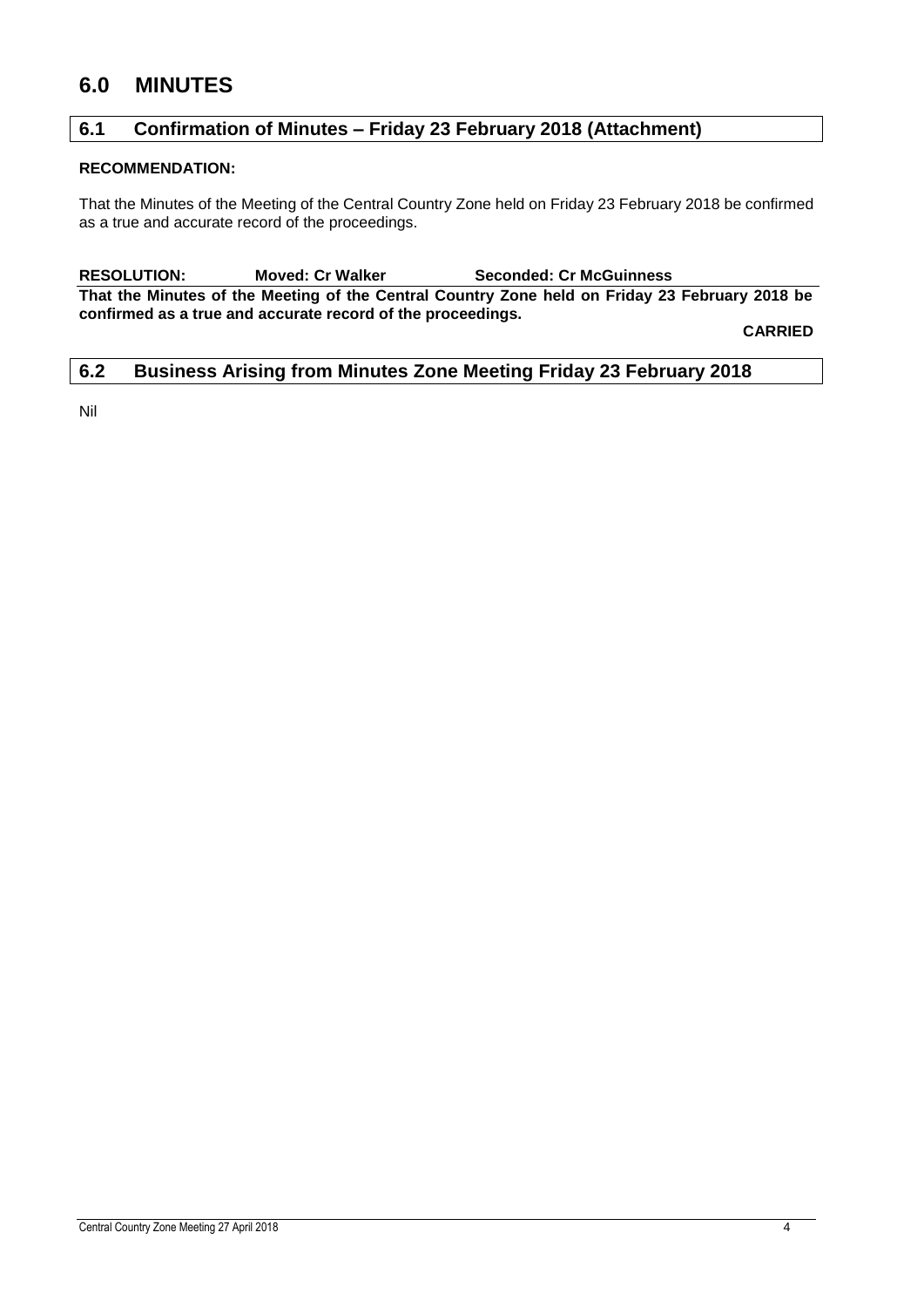# 6.0 MINUTES

## 6.1 Confirmation of Minutes – Friday 23 February 2018 (Attachment)

**RECOMMENDATION:**

That the Minutes of the Meeting of the Central Country Zone held on Friday 23 February 2018 be confirmed as a true and accurate record of the proceedings.

**RESOLUTION: Moved: Cr Walker Seconded: Cr McGuinness**

**That the Minutes of the Meeting of the Central Country Zone held on Friday 23 February 2018 be confirmed as a true and accurate record of the proceedings.**

**CARRIED**

## 6.2 Business Arising from Minutes Zone Meeting Friday 23 February 2018

Nil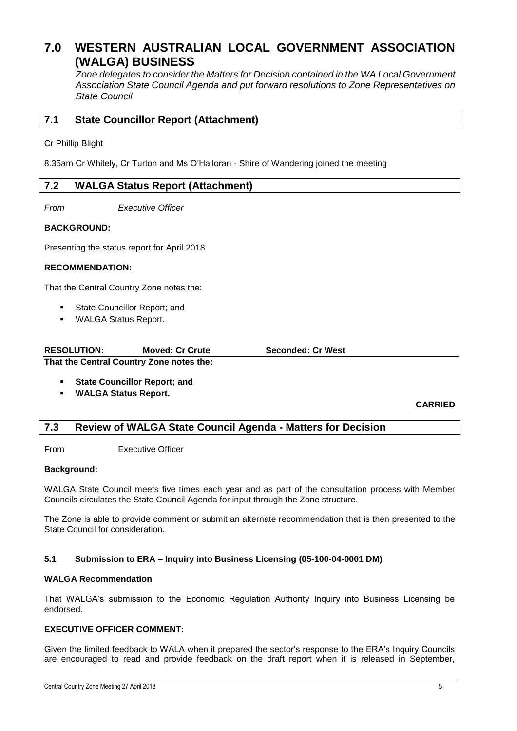# 7.0 WESTERN AUSTRALIAN LOCAL GOVERNMENT ASSOCIATION (WALGA) BUSINESS

*Zone delegates to consider the Matters for Decision contained in the WA Local Government Association State Council Agenda and put forward resolutions to Zone Representatives on State Council*

## 7.1 State Councillor Report (Attachment)

Cr Phillip Blight

8.35am Cr Whitely, Cr Turton and Ms O'Halloran - Shire of Wandering joined the meeting

## 7.2 WALGA Status Report (Attachment)

*From* *Executive Officer*

**BACKGROUND:**

Presenting the status report for April 2018.

**RECOMMENDATION:**

That the Central Country Zone notes the:

- State Councillor Report; and
- WALGA Status Report.

**RESOLUTION: Moved: Cr Crute Seconded: Cr West**

**That the Central Country Zone notes the:**

- **State Councillor Report; and**
- **WALGA Status Report.**

**CARRIED**

## 7.3 Review of WALGA State Council Agenda - Matters for Decision

From Executive Officer

**Background:**

WALGA State Council meets five times each year and as part of the consultation process with Member Councils circulates the State Council Agenda for input through the Zone structure.

The Zone is able to provide comment or submit an alternate recommendation that is then presented to the State Council for consideration.

### 5.1 Submission to ERA – Inquiry into Business Licensing (05-100-04-0001 DM)

**WALGA Recommendation**

That WALGA's submission to the Economic Regulation Authority Inquiry into Business Licensing be endorsed.

**EXECUTIVE OFFICER COMMENT:**

Given the limited feedback to WALA when it prepared the sector's response to the ERA's Inquiry Councils are encouraged to read and provide feedback on the draft report when it is released in September,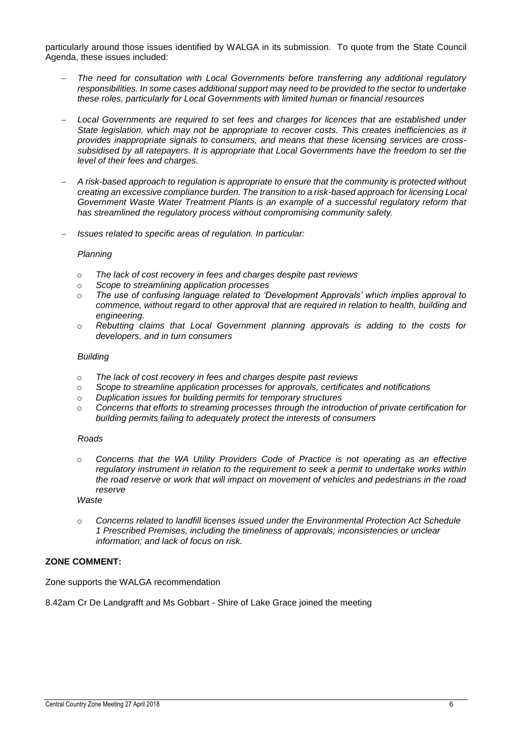particularly around those issues identified by WALGA in its submission. To quote from the State Council Agenda, these issues included:

- *The need for consultation with Local Governments before transferring any additional regulatory responsibilities. In some cases additional support may need to be provided to the sector to undertake these roles, particularly for Local Governments with limited human or financial resources*

- *Local Governments are required to set fees and charges for licences that are established under State legislation, which may not be appropriate to recover costs. This creates inefficiencies as it provides inappropriate signals to consumers, and means that these licensing services are cross-subsidised by all ratepayers. It is appropriate that Local Governments have the freedom to set the level of their fees and charges.*

- *A risk-based approach to regulation is appropriate to ensure that the community is protected without creating an excessive compliance burden. The transition to a risk-based approach for licensing Local Government Waste Water Treatment Plants is an example of a successful regulatory reform that has streamlined the regulatory process without compromising community safety.*

- *Issues related to specific areas of regulation. In particular:*

  *Planning*

  - *The lack of cost recovery in fees and charges despite past reviews*
  - *Scope to streamlining application processes*
  - *The use of confusing language related to 'Development Approvals' which implies approval to commence, without regard to other approval that are required in relation to health, building and engineering.*
  - *Rebutting claims that Local Government planning approvals is adding to the costs for developers, and in turn consumers*

  *Building*

  - *The lack of cost recovery in fees and charges despite past reviews*
  - *Scope to streamline application processes for approvals, certificates and notifications*
  - *Duplication issues for building permits for temporary structures*
  - *Concerns that efforts to streaming processes through the introduction of private certification for building permits failing to adequately protect the interests of consumers*

  *Roads*

  - *Concerns that the WA Utility Providers Code of Practice is not operating as an effective regulatory instrument in relation to the requirement to seek a permit to undertake works within the road reserve or work that will impact on movement of vehicles and pedestrians in the road reserve*

  *Waste*

  - *Concerns related to landfill licenses issued under the Environmental Protection Act Schedule 1 Prescribed Premises, including the timeliness of approvals; inconsistencies or unclear information; and lack of focus on risk.*

**ZONE COMMENT:**

Zone supports the WALGA recommendation

8.42am Cr De Landgrafft and Ms Gobbart - Shire of Lake Grace joined the meeting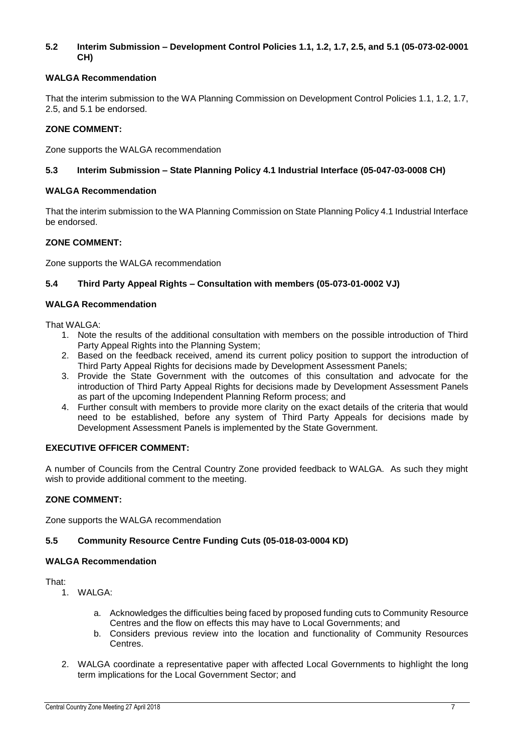### 5.2 Interim Submission – Development Control Policies 1.1, 1.2, 1.7, 2.5, and 5.1 (05-073-02-0001 CH)

**WALGA Recommendation**

That the interim submission to the WA Planning Commission on Development Control Policies 1.1, 1.2, 1.7, 2.5, and 5.1 be endorsed.

**ZONE COMMENT:**

Zone supports the WALGA recommendation

### 5.3 Interim Submission – State Planning Policy 4.1 Industrial Interface (05-047-03-0008 CH)

**WALGA Recommendation**

That the interim submission to the WA Planning Commission on State Planning Policy 4.1 Industrial Interface be endorsed.

**ZONE COMMENT:**

Zone supports the WALGA recommendation

### 5.4 Third Party Appeal Rights – Consultation with members (05-073-01-0002 VJ)

**WALGA Recommendation**

That WALGA:

1. Note the results of the additional consultation with members on the possible introduction of Third Party Appeal Rights into the Planning System;
2. Based on the feedback received, amend its current policy position to support the introduction of Third Party Appeal Rights for decisions made by Development Assessment Panels;
3. Provide the State Government with the outcomes of this consultation and advocate for the introduction of Third Party Appeal Rights for decisions made by Development Assessment Panels as part of the upcoming Independent Planning Reform process; and
4. Further consult with members to provide more clarity on the exact details of the criteria that would need to be established, before any system of Third Party Appeals for decisions made by Development Assessment Panels is implemented by the State Government.

**EXECUTIVE OFFICER COMMENT:**

A number of Councils from the Central Country Zone provided feedback to WALGA. As such they might wish to provide additional comment to the meeting.

**ZONE COMMENT:**

Zone supports the WALGA recommendation

### 5.5 Community Resource Centre Funding Cuts (05-018-03-0004 KD)

**WALGA Recommendation**

That:

1. WALGA:
   a. Acknowledges the difficulties being faced by proposed funding cuts to Community Resource Centres and the flow on effects this may have to Local Governments; and
   b. Considers previous review into the location and functionality of Community Resources Centres.
2. WALGA coordinate a representative paper with affected Local Governments to highlight the long term implications for the Local Government Sector; and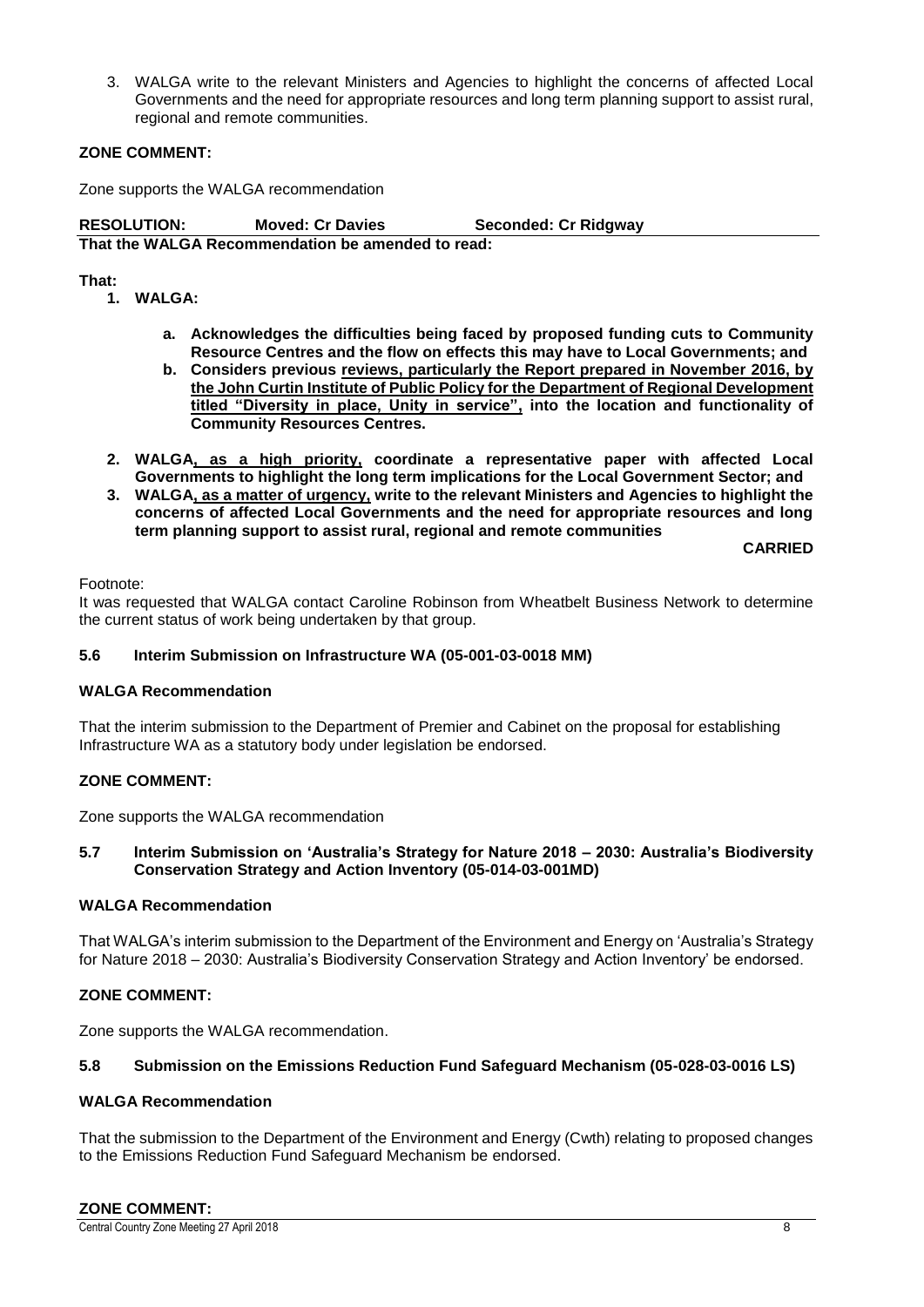3. WALGA write to the relevant Ministers and Agencies to highlight the concerns of affected Local Governments and the need for appropriate resources and long term planning support to assist rural, regional and remote communities.

**ZONE COMMENT:**

Zone supports the WALGA recommendation

**RESOLUTION: Moved: Cr Davies Seconded: Cr Ridgway**

**That the WALGA Recommendation be amended to read:**

**That:**

1. **WALGA:**
   - a. **Acknowledges the difficulties being faced by proposed funding cuts to Community Resource Centres and the flow on effects this may have to Local Governments; and**
   - b. **Considers previous reviews, particularly the Report prepared in November 2016, by the John Curtin Institute of Public Policy for the Department of Regional Development titled "Diversity in place, Unity in service", into the location and functionality of Community Resources Centres.**
2. **WALGA, as a high priority, coordinate a representative paper with affected Local Governments to highlight the long term implications for the Local Government Sector; and**
3. **WALGA, as a matter of urgency, write to the relevant Ministers and Agencies to highlight the concerns of affected Local Governments and the need for appropriate resources and long term planning support to assist rural, regional and remote communities**

**CARRIED**

Footnote:
It was requested that WALGA contact Caroline Robinson from Wheatbelt Business Network to determine the current status of work being undertaken by that group.

### 5.6 Interim Submission on Infrastructure WA (05-001-03-0018 MM)

**WALGA Recommendation**

That the interim submission to the Department of Premier and Cabinet on the proposal for establishing Infrastructure WA as a statutory body under legislation be endorsed.

**ZONE COMMENT:**

Zone supports the WALGA recommendation

### 5.7 Interim Submission on 'Australia's Strategy for Nature 2018 – 2030: Australia's Biodiversity Conservation Strategy and Action Inventory (05-014-03-001MD)

**WALGA Recommendation**

That WALGA's interim submission to the Department of the Environment and Energy on 'Australia's Strategy for Nature 2018 – 2030: Australia's Biodiversity Conservation Strategy and Action Inventory' be endorsed.

**ZONE COMMENT:**

Zone supports the WALGA recommendation.

### 5.8 Submission on the Emissions Reduction Fund Safeguard Mechanism (05-028-03-0016 LS)

**WALGA Recommendation**

That the submission to the Department of the Environment and Energy (Cwth) relating to proposed changes to the Emissions Reduction Fund Safeguard Mechanism be endorsed.

**ZONE COMMENT:**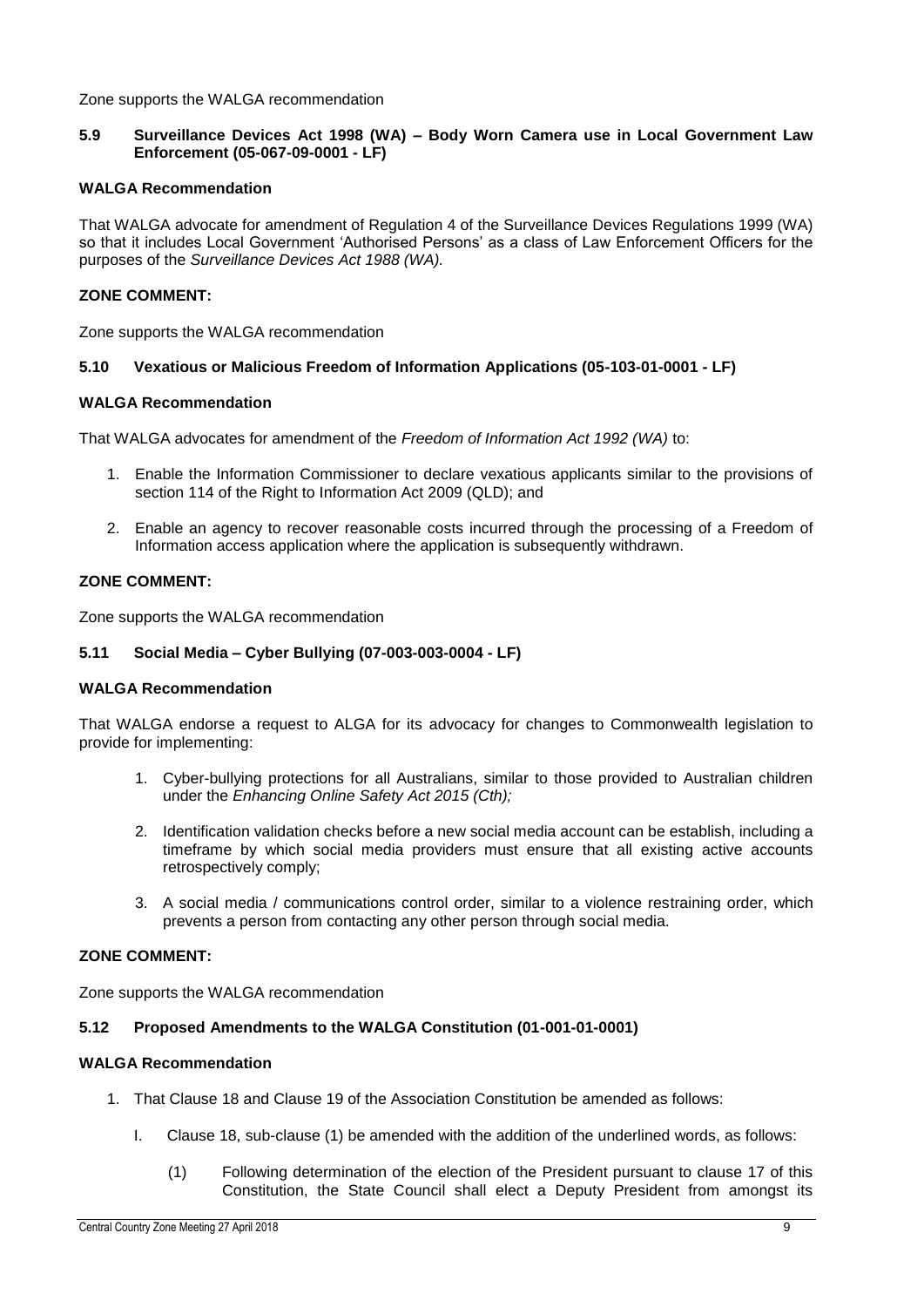Zone supports the WALGA recommendation

### 5.9 Surveillance Devices Act 1998 (WA) – Body Worn Camera use in Local Government Law Enforcement (05-067-09-0001 - LF)

**WALGA Recommendation**

That WALGA advocate for amendment of Regulation 4 of the Surveillance Devices Regulations 1999 (WA) so that it includes Local Government 'Authorised Persons' as a class of Law Enforcement Officers for the purposes of the *Surveillance Devices Act 1988 (WA).*

**ZONE COMMENT:**

Zone supports the WALGA recommendation

### 5.10 Vexatious or Malicious Freedom of Information Applications (05-103-01-0001 - LF)

**WALGA Recommendation**

That WALGA advocates for amendment of the *Freedom of Information Act 1992 (WA)* to:

1. Enable the Information Commissioner to declare vexatious applicants similar to the provisions of section 114 of the Right to Information Act 2009 (QLD); and
2. Enable an agency to recover reasonable costs incurred through the processing of a Freedom of Information access application where the application is subsequently withdrawn.

**ZONE COMMENT:**

Zone supports the WALGA recommendation

### 5.11 Social Media – Cyber Bullying (07-003-003-0004 - LF)

**WALGA Recommendation**

That WALGA endorse a request to ALGA for its advocacy for changes to Commonwealth legislation to provide for implementing:

1. Cyber-bullying protections for all Australians, similar to those provided to Australian children under the *Enhancing Online Safety Act 2015 (Cth);*
2. Identification validation checks before a new social media account can be establish, including a timeframe by which social media providers must ensure that all existing active accounts retrospectively comply;
3. A social media / communications control order, similar to a violence restraining order, which prevents a person from contacting any other person through social media.

**ZONE COMMENT:**

Zone supports the WALGA recommendation

### 5.12 Proposed Amendments to the WALGA Constitution (01-001-01-0001)

**WALGA Recommendation**

1. That Clause 18 and Clause 19 of the Association Constitution be amended as follows:

   I. Clause 18, sub-clause (1) be amended with the addition of the underlined words, as follows:

      (1) Following determination of the election of the President pursuant to clause 17 of this Constitution, the State Council shall elect a Deputy President from amongst its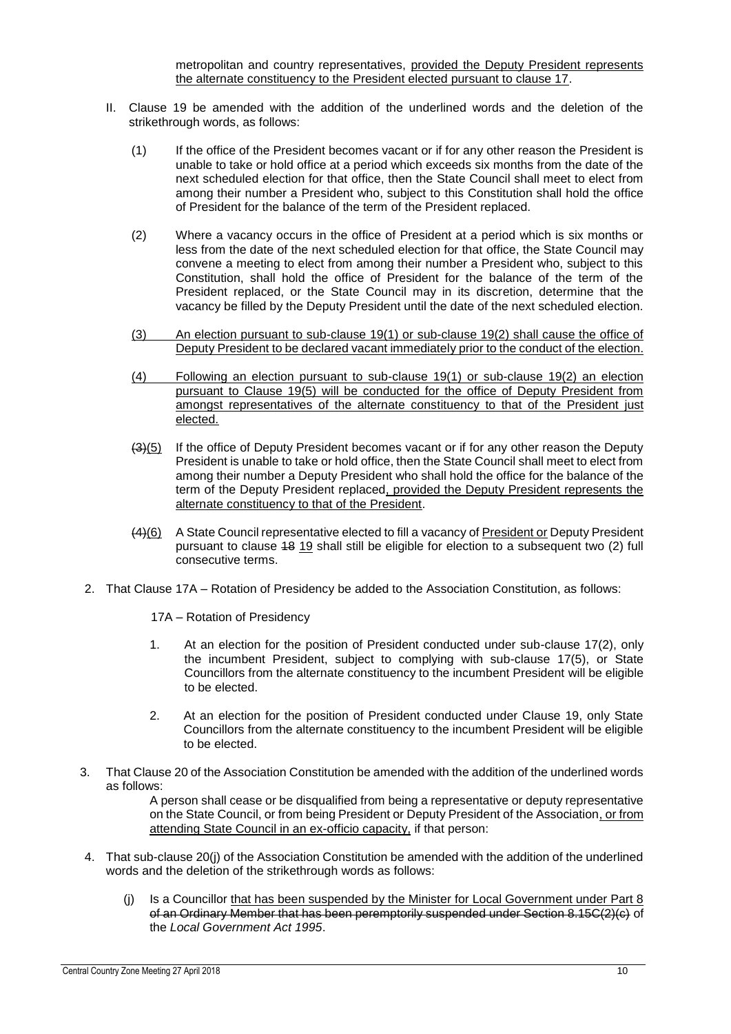metropolitan and country representatives, <u>provided the Deputy President represents the alternate constituency to the President elected pursuant to clause 17</u>.

II. Clause 19 be amended with the addition of the underlined words and the deletion of the strikethrough words, as follows:

(1) If the office of the President becomes vacant or if for any other reason the President is unable to take or hold office at a period which exceeds six months from the date of the next scheduled election for that office, then the State Council shall meet to elect from among their number a President who, subject to this Constitution shall hold the office of President for the balance of the term of the President replaced.

(2) Where a vacancy occurs in the office of President at a period which is six months or less from the date of the next scheduled election for that office, the State Council may convene a meeting to elect from among their number a President who, subject to this Constitution, shall hold the office of President for the balance of the term of the President replaced, or the State Council may in its discretion, determine that the vacancy be filled by the Deputy President until the date of the next scheduled election.

<u>(3) An election pursuant to sub-clause 19(1) or sub-clause 19(2) shall cause the office of Deputy President to be declared vacant immediately prior to the conduct of the election.</u>

<u>(4) Following an election pursuant to sub-clause 19(1) or sub-clause 19(2) an election pursuant to Clause 19(5) will be conducted for the office of Deputy President from amongst representatives of the alternate constituency to that of the President just elected.</u>

~~(3)~~<u>(5)</u> If the office of Deputy President becomes vacant or if for any other reason the Deputy President is unable to take or hold office, then the State Council shall meet to elect from among their number a Deputy President who shall hold the office for the balance of the term of the Deputy President replaced<u>, provided the Deputy President represents the alternate constituency to that of the President</u>.

~~(4)~~<u>(6)</u> A State Council representative elected to fill a vacancy of <u>President or</u> Deputy President pursuant to clause ~~18~~ <u>19</u> shall still be eligible for election to a subsequent two (2) full consecutive terms.

2. That Clause 17A – Rotation of Presidency be added to the Association Constitution, as follows:

17A – Rotation of Presidency

1. At an election for the position of President conducted under sub-clause 17(2), only the incumbent President, subject to complying with sub-clause 17(5), or State Councillors from the alternate constituency to the incumbent President will be eligible to be elected.

2. At an election for the position of President conducted under Clause 19, only State Councillors from the alternate constituency to the incumbent President will be eligible to be elected.

3. That Clause 20 of the Association Constitution be amended with the addition of the underlined words as follows:

A person shall cease or be disqualified from being a representative or deputy representative on the State Council, or from being President or Deputy President of the Association<u>, or from attending State Council in an ex-officio capacity,</u> if that person:

4. That sub-clause 20(j) of the Association Constitution be amended with the addition of the underlined words and the deletion of the strikethrough words as follows:

(j) Is a Councillor <u>that has been suspended by the Minister for Local Government under Part 8</u> ~~of an Ordinary Member that has been peremptorily suspended under Section 8.15C(2)(c)~~ of the *Local Government Act 1995*.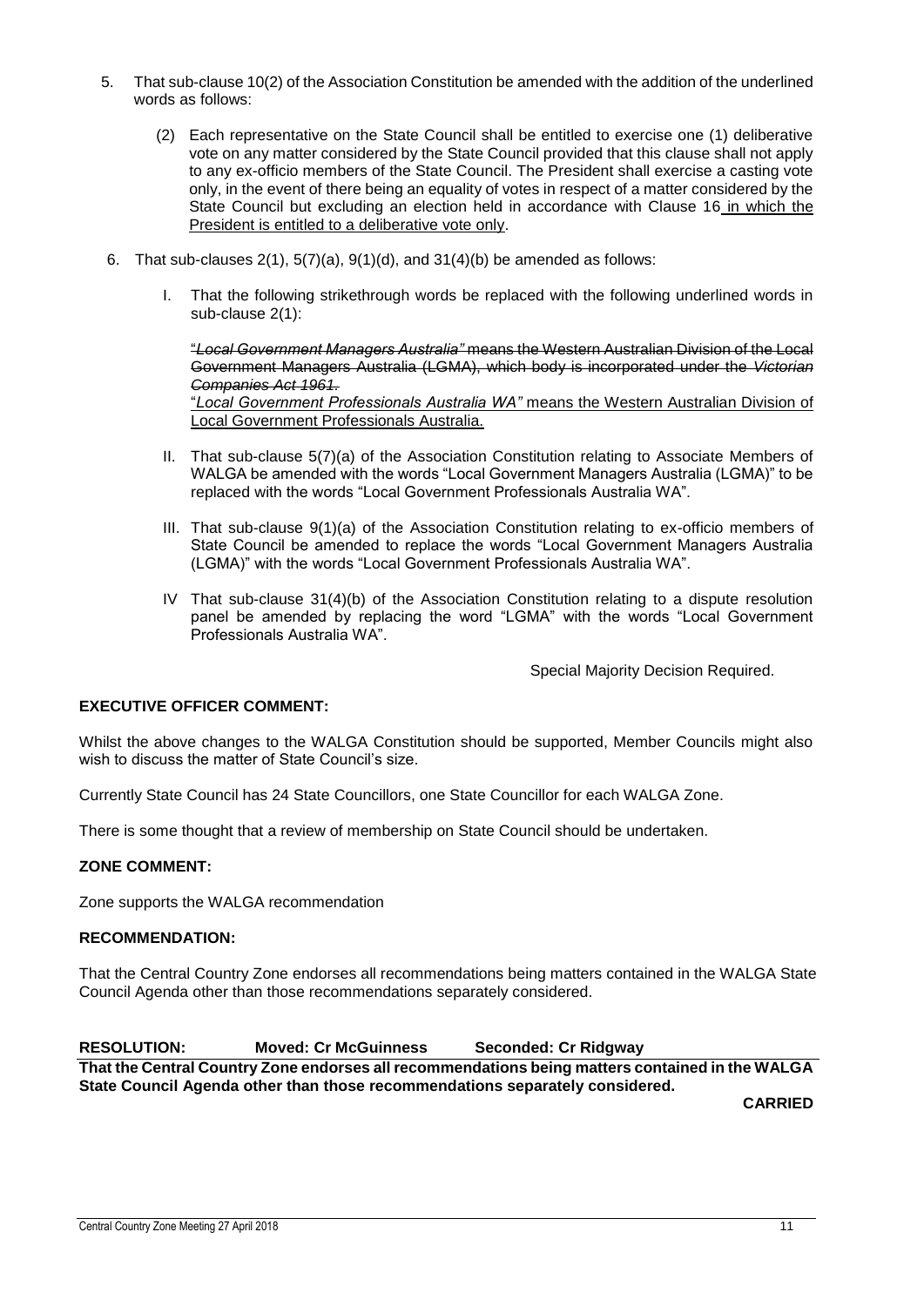5. That sub-clause 10(2) of the Association Constitution be amended with the addition of the underlined words as follows:

   (2) Each representative on the State Council shall be entitled to exercise one (1) deliberative vote on any matter considered by the State Council provided that this clause shall not apply to any ex-officio members of the State Council. The President shall exercise a casting vote only, in the event of there being an equality of votes in respect of a matter considered by the State Council but excluding an election held in accordance with Clause 16 <u>in which the President is entitled to a deliberative vote only</u>.

6. That sub-clauses 2(1), 5(7)(a), 9(1)(d), and 31(4)(b) be amended as follows:

   I. That the following strikethrough words be replaced with the following underlined words in sub-clause 2(1):

   ~~"*Local Government Managers Australia"* means the Western Australian Division of the Local Government Managers Australia (LGMA), which body is incorporated under the *Victorian Companies Act 1961.*~~
   <u>"*Local Government Professionals Australia WA"* means the Western Australian Division of Local Government Professionals Australia.</u>

   II. That sub-clause 5(7)(a) of the Association Constitution relating to Associate Members of WALGA be amended with the words "Local Government Managers Australia (LGMA)" to be replaced with the words "Local Government Professionals Australia WA".

   III. That sub-clause 9(1)(a) of the Association Constitution relating to ex-officio members of State Council be amended to replace the words "Local Government Managers Australia (LGMA)" with the words "Local Government Professionals Australia WA".

   IV That sub-clause 31(4)(b) of the Association Constitution relating to a dispute resolution panel be amended by replacing the word "LGMA" with the words "Local Government Professionals Australia WA".

Special Majority Decision Required.

**EXECUTIVE OFFICER COMMENT:**

Whilst the above changes to the WALGA Constitution should be supported, Member Councils might also wish to discuss the matter of State Council's size.

Currently State Council has 24 State Councillors, one State Councillor for each WALGA Zone.

There is some thought that a review of membership on State Council should be undertaken.

**ZONE COMMENT:**

Zone supports the WALGA recommendation

**RECOMMENDATION:**

That the Central Country Zone endorses all recommendations being matters contained in the WALGA State Council Agenda other than those recommendations separately considered.

**RESOLUTION: Moved: Cr McGuinness Seconded: Cr Ridgway**

**That the Central Country Zone endorses all recommendations being matters contained in the WALGA State Council Agenda other than those recommendations separately considered.**

**CARRIED**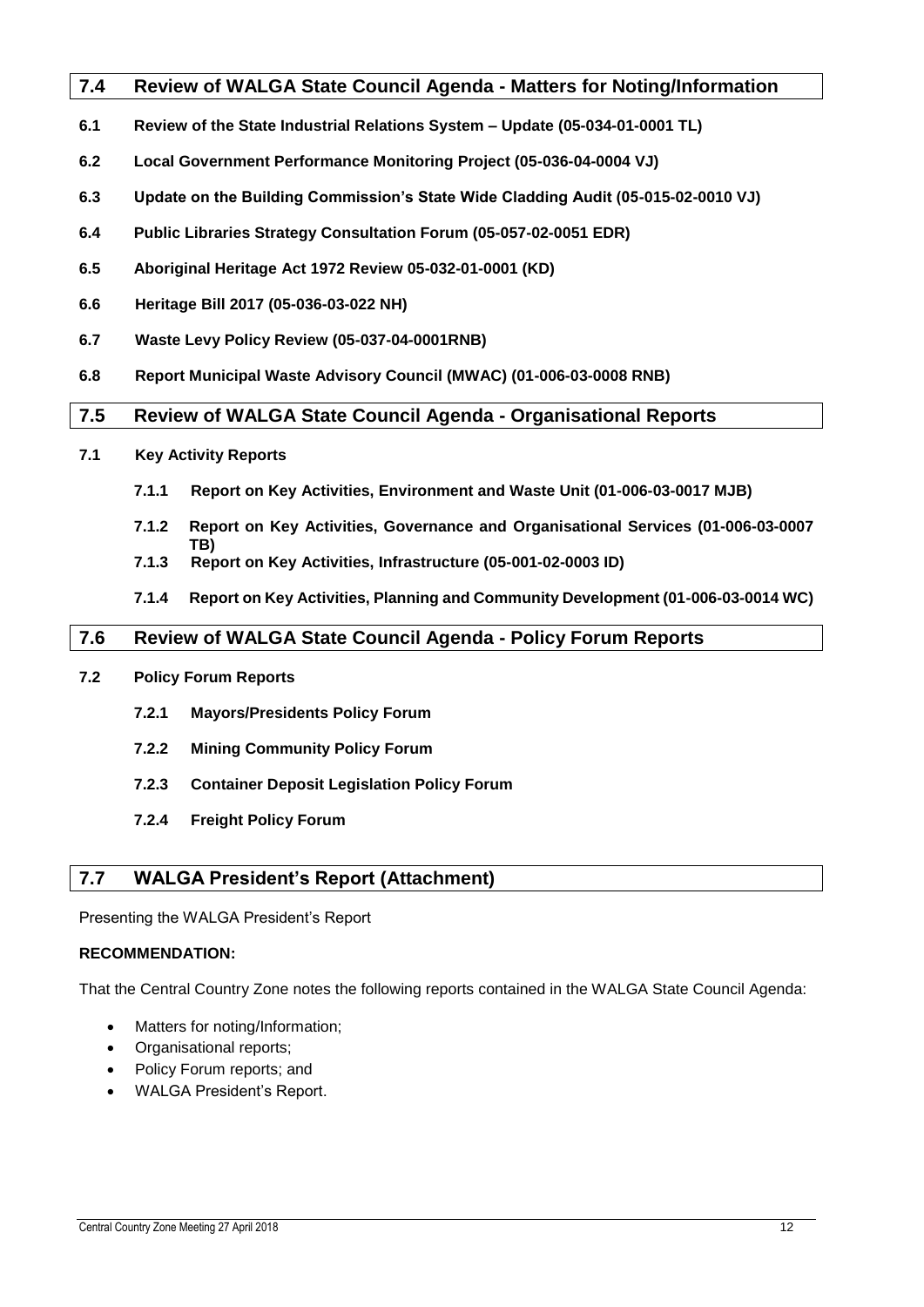## 7.4 Review of WALGA State Council Agenda - Matters for Noting/Information

**6.1 Review of the State Industrial Relations System – Update (05-034-01-0001 TL)**

**6.2 Local Government Performance Monitoring Project (05-036-04-0004 VJ)**

**6.3 Update on the Building Commission's State Wide Cladding Audit (05-015-02-0010 VJ)**

**6.4 Public Libraries Strategy Consultation Forum (05-057-02-0051 EDR)**

**6.5 Aboriginal Heritage Act 1972 Review 05-032-01-0001 (KD)**

**6.6 Heritage Bill 2017 (05-036-03-022 NH)**

**6.7 Waste Levy Policy Review (05-037-04-0001RNB)**

**6.8 Report Municipal Waste Advisory Council (MWAC) (01-006-03-0008 RNB)**

## 7.5 Review of WALGA State Council Agenda - Organisational Reports

**7.1 Key Activity Reports**

**7.1.1 Report on Key Activities, Environment and Waste Unit (01-006-03-0017 MJB)**

**7.1.2 Report on Key Activities, Governance and Organisational Services (01-006-03-0007 TB)**

**7.1.3 Report on Key Activities, Infrastructure (05-001-02-0003 ID)**

**7.1.4 Report on Key Activities, Planning and Community Development (01-006-03-0014 WC)**

## 7.6 Review of WALGA State Council Agenda - Policy Forum Reports

**7.2 Policy Forum Reports**

**7.2.1 Mayors/Presidents Policy Forum**

**7.2.2 Mining Community Policy Forum**

**7.2.3 Container Deposit Legislation Policy Forum**

**7.2.4 Freight Policy Forum**

## 7.7 WALGA President's Report (Attachment)

Presenting the WALGA President's Report

**RECOMMENDATION:**

That the Central Country Zone notes the following reports contained in the WALGA State Council Agenda:

- Matters for noting/Information;
- Organisational reports;
- Policy Forum reports; and
- WALGA President's Report.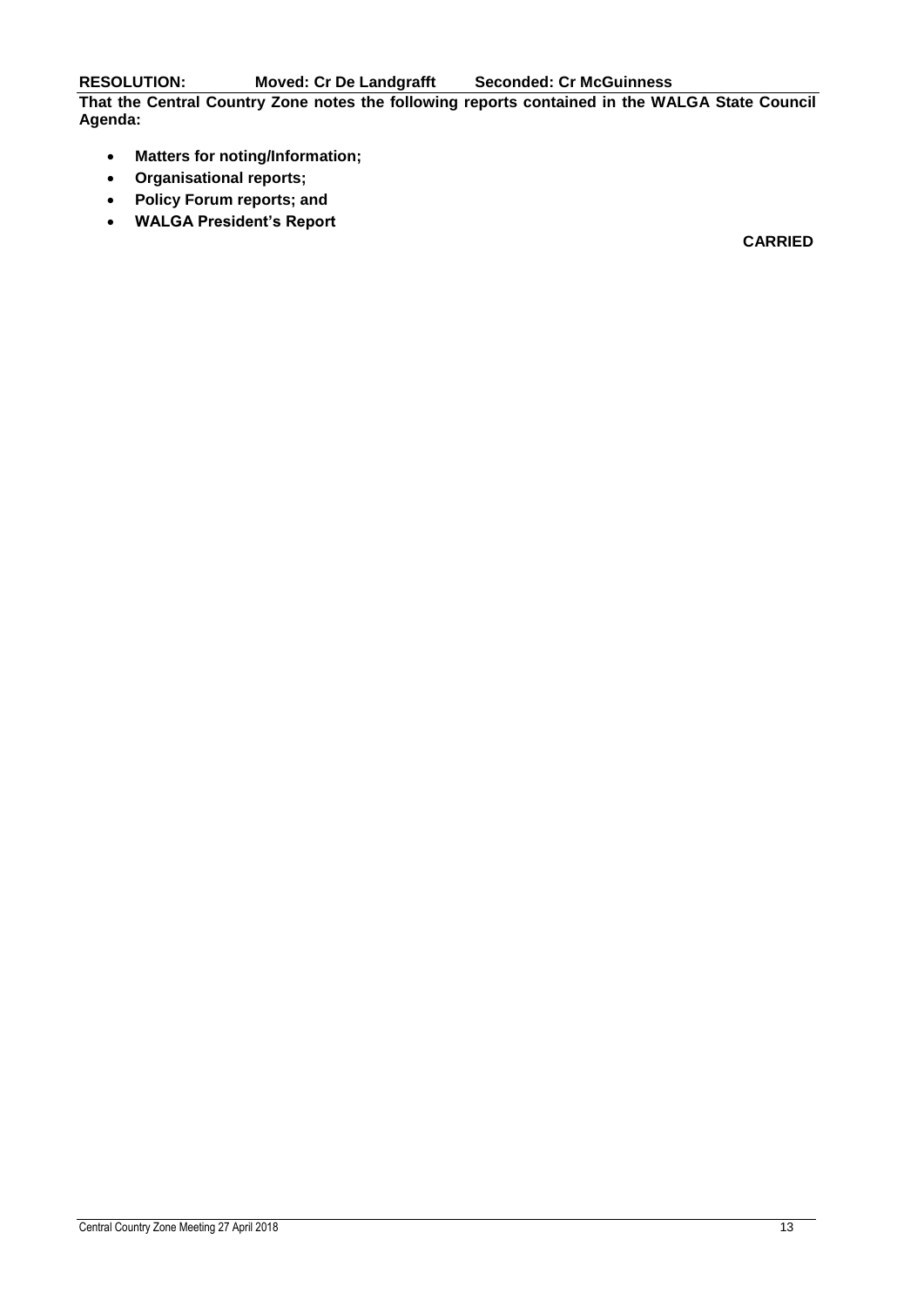**RESOLUTION: Moved: Cr De Landgrafft Seconded: Cr McGuinness**

**That the Central Country Zone notes the following reports contained in the WALGA State Council Agenda:**

- **Matters for noting/Information;**
- **Organisational reports;**
- **Policy Forum reports; and**
- **WALGA President's Report**

**CARRIED**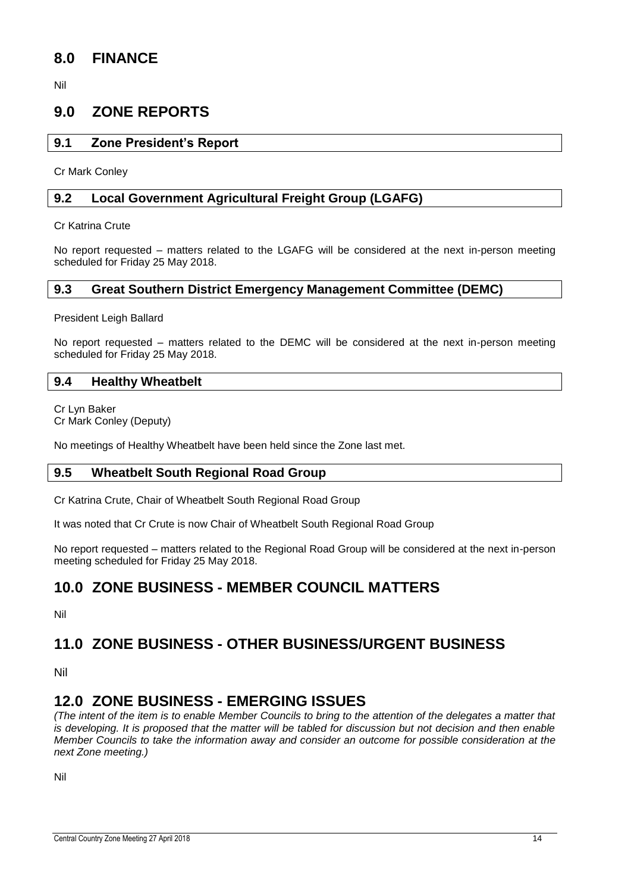# 8.0 FINANCE

Nil

# 9.0 ZONE REPORTS

## 9.1 Zone President's Report

Cr Mark Conley

## 9.2 Local Government Agricultural Freight Group (LGAFG)

Cr Katrina Crute

No report requested – matters related to the LGAFG will be considered at the next in-person meeting scheduled for Friday 25 May 2018.

## 9.3 Great Southern District Emergency Management Committee (DEMC)

President Leigh Ballard

No report requested – matters related to the DEMC will be considered at the next in-person meeting scheduled for Friday 25 May 2018.

## 9.4 Healthy Wheatbelt

Cr Lyn Baker
Cr Mark Conley (Deputy)

No meetings of Healthy Wheatbelt have been held since the Zone last met.

## 9.5 Wheatbelt South Regional Road Group

Cr Katrina Crute, Chair of Wheatbelt South Regional Road Group

It was noted that Cr Crute is now Chair of Wheatbelt South Regional Road Group

No report requested – matters related to the Regional Road Group will be considered at the next in-person meeting scheduled for Friday 25 May 2018.

# 10.0 ZONE BUSINESS - MEMBER COUNCIL MATTERS

Nil

# 11.0 ZONE BUSINESS - OTHER BUSINESS/URGENT BUSINESS

Nil

# 12.0 ZONE BUSINESS - EMERGING ISSUES

*(The intent of the item is to enable Member Councils to bring to the attention of the delegates a matter that is developing. It is proposed that the matter will be tabled for discussion but not decision and then enable Member Councils to take the information away and consider an outcome for possible consideration at the next Zone meeting.)*

Nil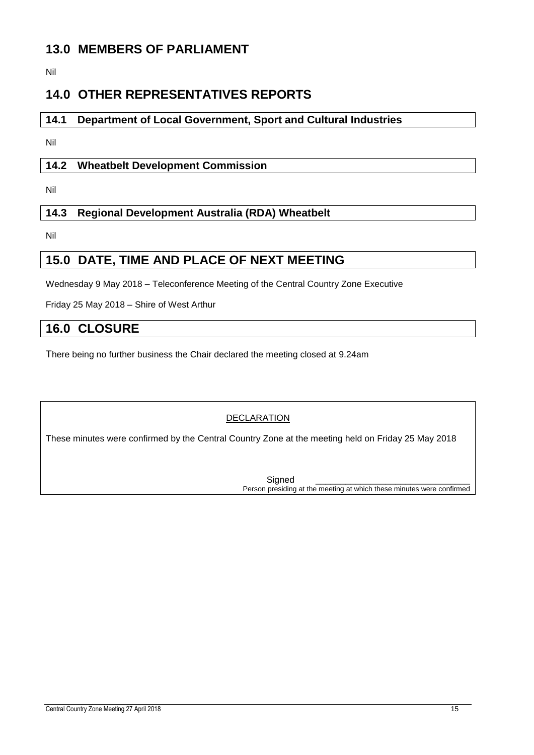## 13.0 MEMBERS OF PARLIAMENT

Nil

## 14.0 OTHER REPRESENTATIVES REPORTS

### 14.1 Department of Local Government, Sport and Cultural Industries

Nil

### 14.2 Wheatbelt Development Commission

Nil

### 14.3 Regional Development Australia (RDA) Wheatbelt

Nil

## 15.0 DATE, TIME AND PLACE OF NEXT MEETING

Wednesday 9 May 2018 – Teleconference Meeting of the Central Country Zone Executive

Friday 25 May 2018 – Shire of West Arthur

## 16.0 CLOSURE

There being no further business the Chair declared the meeting closed at 9.24am

DECLARATION

These minutes were confirmed by the Central Country Zone at the meeting held on Friday 25 May 2018

Signed ________________________________
Person presiding at the meeting at which these minutes were confirmed